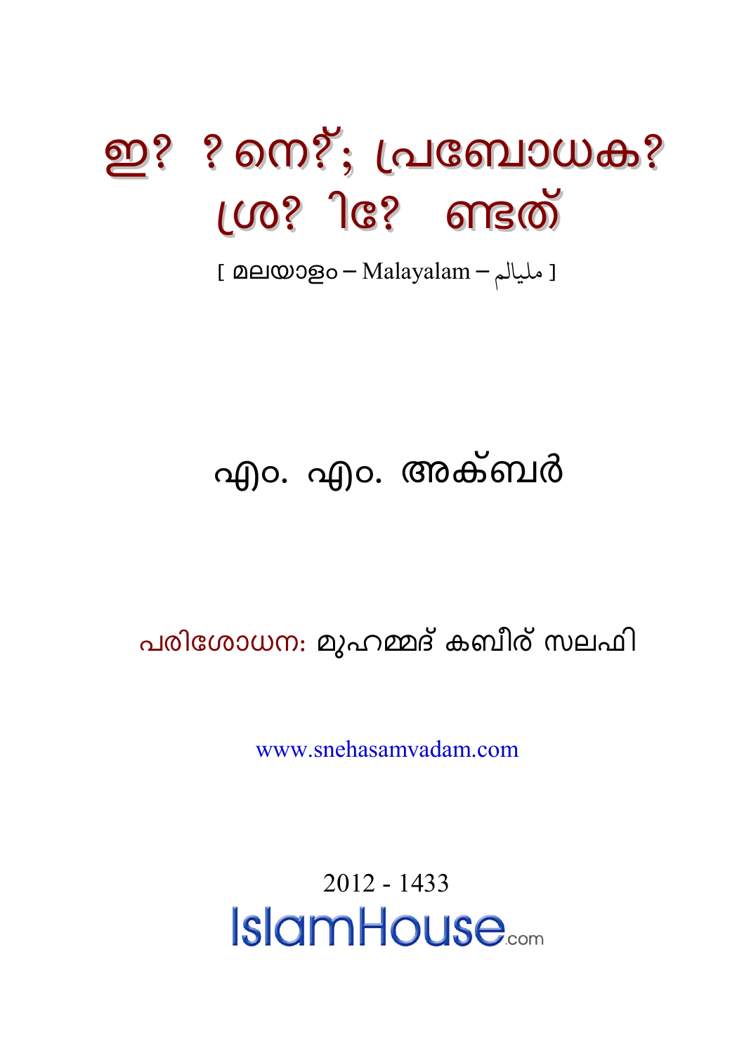# ഇ?  ? നെ?; പ്രബോധക? ശ്ര?  ി?  ണ്ടത്

[ മലയാളം – Malayalam – مليالم ]

## എം. എം. അക്ബര്‍

പരിശോധന: മുഹമ്മദ് കബീര് സലഫി

www.snehasamvadam.com

2012 - 1433

IslamHouse.com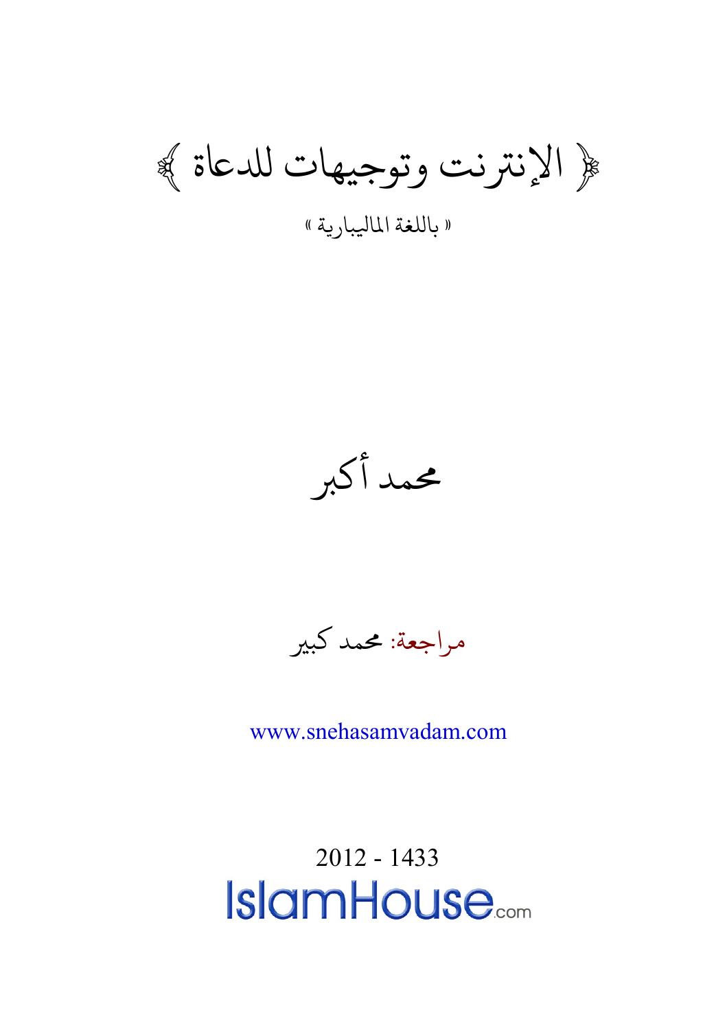# ﴿ الإنترنت وتوجيهات للدعاة ﴾

« باللغة المالبيارية »

محمد أكبر

مراجعة: محمد كبير

www.snehasamvadam.com

2012 - 1433

IslamHouse.com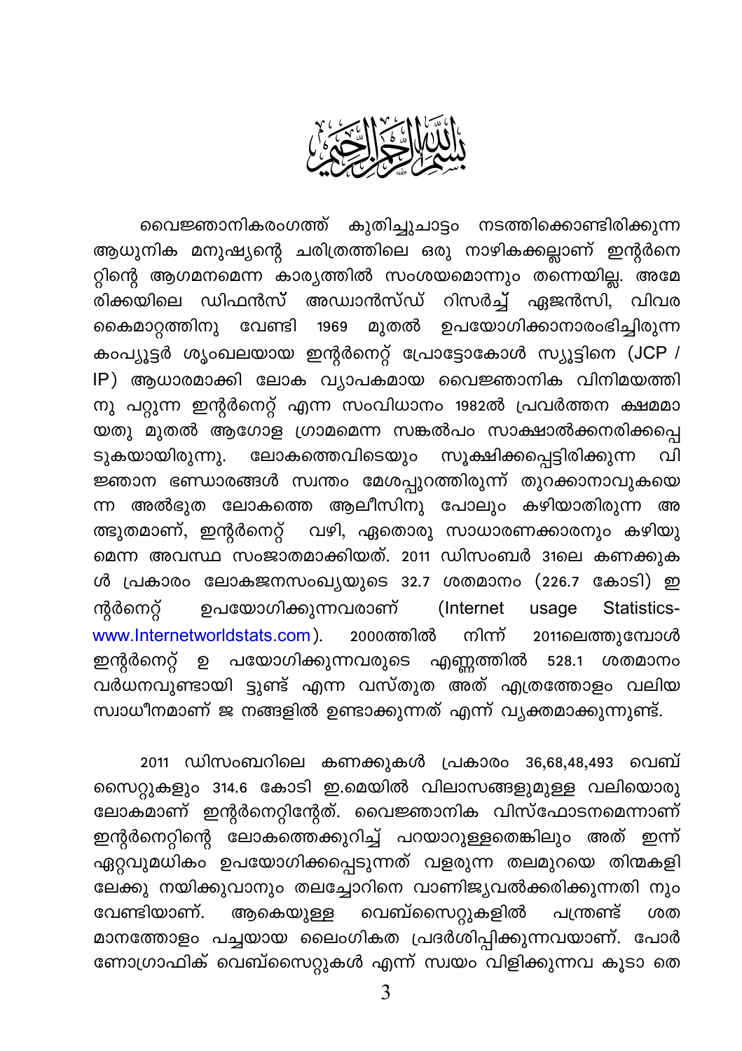بِسْمِ اللَّهِ الرَّحْمَٰنِ الرَّحِيمِ

വൈജ്ഞാനികരംഗത്ത് കുതിച്ചുചാട്ടം നടത്തിക്കൊണ്ടിരിക്കുന്ന ആധുനിക മനുഷ്യന്റെ ചരിത്രത്തിലെ ഒരു നാഴികക്കല്ലാണ് ഇന്റർനെറ്റിന്റെ ആഗമനമെന്ന കാര്യത്തിൽ സംശയമൊന്നും തന്നെയില്ല. അമേരിക്കയിലെ ഡിഫൻസ് അഡ്വാൻസ്ഡ് റിസർച്ച് ഏജൻസി, വിവര കൈമാറ്റത്തിനു വേണ്ടി 1969 മുതൽ ഉപയോഗിക്കാനാരംഭിച്ചിരുന്ന കംപ്യൂട്ടർ ശൃംഖലയായ ഇന്റർനെറ്റ് പ്രോട്ടോകോൾ സ്യൂട്ടിനെ (JCP / IP) ആധാരമാക്കി ലോക വ്യാപകമായ വൈജ്ഞാനിക വിനിമയത്തിനു പറ്റുന്ന ഇന്റർനെറ്റ് എന്ന സംവിധാനം 1982ൽ പ്രവർത്തന ക്ഷമമായതു മുതൽ ആഗോള ഗ്രാമമെന്ന സങ്കൽപം സാക്ഷാൽക്കനരിക്കപ്പെടുകയായിരുന്നു. ലോകത്തെവിടെയും സൂക്ഷിക്കപ്പെട്ടിരിക്കുന്ന വിജ്ഞാന ഭണ്ഡാരങ്ങൾ സ്വന്തം മേശപ്പുറത്തിരുന്ന് തുറക്കാനാവുകയെന്ന അൽഭുത ലോകത്തെ ആലീസിനു പോലും കഴിയാതിരുന്ന അത്ഭുതമാണ്, ഇന്റർനെറ്റ് വഴി, ഏതൊരു സാധാരണക്കാരനും കഴിയുമെന്ന അവസ്ഥ സംജാതമാക്കിയത്. 2011 ഡിസംബർ 31ലെ കണക്കുകൾ പ്രകാരം ലോകജനസംഖ്യയുടെ 32.7 ശതമാനം (226.7 കോടി) ഇന്റർനെറ്റ് ഉപയോഗിക്കുന്നവരാണ് (Internet usage Statistics- www.Internetworldstats.com). 2000ത്തിൽ നിന്ന് 2011ലെത്തുമ്പോൾ ഇന്റർനെറ്റ് ഉപയോഗിക്കുന്നവരുടെ എണ്ണത്തിൽ 528.1 ശതമാനം വർധനവുണ്ടായി ട്ടുണ്ട് എന്ന വസ്തുത അത് എത്രത്തോളം വലിയ സ്വാധീനമാണ് ജനങ്ങളിൽ ഉണ്ടാക്കുന്നത് എന്ന് വ്യക്തമാക്കുന്നുണ്ട്.

2011 ഡിസംബറിലെ കണക്കുകൾ പ്രകാരം 36,68,48,493 വെബ്സൈറ്റുകളും 314.6 കോടി ഇ.മെയിൽ വിലാസങ്ങളുമുള്ള വലിയൊരു ലോകമാണ് ഇന്റർനെറ്റിന്റേത്. വൈജ്ഞാനിക വിസ്ഫോടനമെന്നാണ് ഇന്റർനെറ്റിന്റെ ലോകത്തെക്കുറിച്ച് പറയാറുള്ളതെങ്കിലും അത് ഇന്ന് ഏറ്റവുമധികം ഉപയോഗിക്കപ്പെടുന്നത് വളരുന്ന തലമുറയെ തിന്മകളിലേക്കു നയിക്കുവാനും തലച്ചോറിനെ വാണിജ്യവൽക്കരിക്കുന്നതിനും വേണ്ടിയാണ്. ആകെയുള്ള വെബ്സൈറ്റുകളിൽ പന്ത്രണ്ട് ശതമാനത്തോളം പച്ചയായ ലൈംഗികത പ്രദർശിപ്പിക്കുന്നവയാണ്. പോർണോഗ്രാഫിക് വെബ്സൈറ്റുകൾ എന്ന് സ്വയം വിളിക്കുന്നവ കൂടാതെ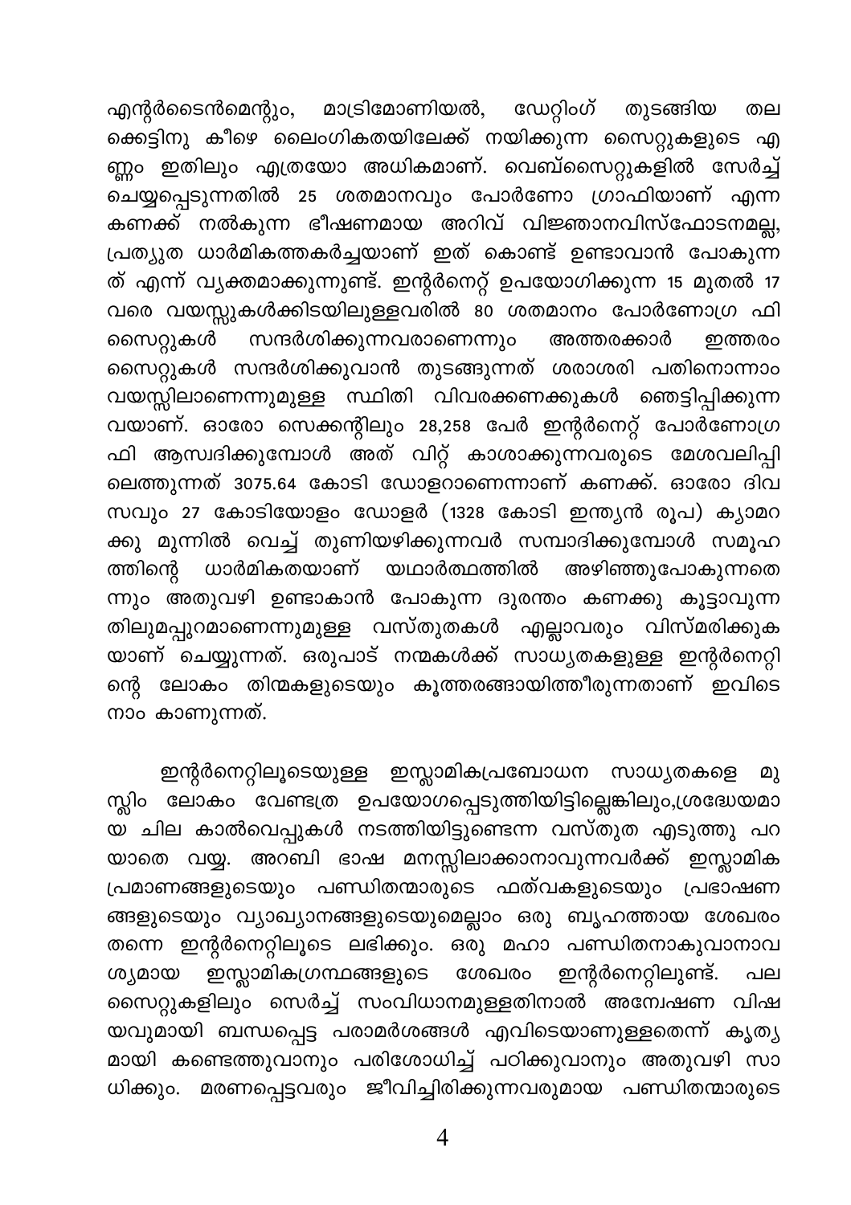എന്റർടൈൻമെന്റും, മാട്രിമോണിയൽ, ഡേറ്റിംഗ് തുടങ്ങിയ തലക്കെട്ടിനു കീഴെ ലൈംഗികതയിലേക്ക് നയിക്കുന്ന സൈറ്റുകളുടെ എണ്ണം ഇതിലും എത്രയോ അധികമാണ്. വെബ്സൈറ്റുകളിൽ സേർച്ച് ചെയ്യപ്പെടുന്നതിൽ 25 ശതമാനവും പോർണോ ഗ്രാഫിയാണ് എന്ന കണക്ക് നൽകുന്ന ഭീഷണമായ അറിവ് വിജ്ഞാനവിസ്ഫോടനമല്ല, പ്രത്യുത ധാർമികത്തകർച്ചയാണ് ഇത് കൊണ്ട് ഉണ്ടാവാൻ പോകുന്നത് എന്ന് വ്യക്തമാക്കുന്നുണ്ട്. ഇന്റർനെറ്റ് ഉപയോഗിക്കുന്ന 15 മുതൽ 17 വരെ വയസ്സുകൾക്കിടയിലുള്ളവരിൽ 80 ശതമാനം പോർണോഗ്രഫി സൈറ്റുകൾ സന്ദർശിക്കുന്നവരാണെന്നും അത്തരക്കാർ ഇത്തരം സൈറ്റുകൾ സന്ദർശിക്കുവാൻ തുടങ്ങുന്നത് ശരാശരി പതിനൊന്നാം വയസ്സിലാണെന്നുമുള്ള സ്ഥിതി വിവരക്കണക്കുകൾ ഞെട്ടിപ്പിക്കുന്നവയാണ്. ഓരോ സെക്കന്റിലും 28,258 പേർ ഇന്റർനെറ്റ് പോർണോഗ്രഫി ആസ്വദിക്കുമ്പോൾ അത് വിറ്റ് കാശാക്കുന്നവരുടെ മേശവലിപ്പിലെത്തുന്നത് 3075.64 കോടി ഡോളറാണെന്നാണ് കണക്ക്. ഓരോ ദിവസവും 27 കോടിയോളം ഡോളർ (1328 കോടി ഇന്ത്യൻ രൂപ) ക്യാമറക്കു മുന്നിൽ വെച്ച് തുണിയഴിക്കുന്നവർ സമ്പാദിക്കുമ്പോൾ സമൂഹത്തിന്റെ ധാർമികതയാണ് യഥാർത്ഥത്തിൽ അഴിഞ്ഞുപോകുന്നതെന്നും അതുവഴി ഉണ്ടാകാൻ പോകുന്ന ദുരന്തം കണക്കു കൂട്ടാവുന്നതിലുമപ്പുറമാണെന്നുമുള്ള വസ്തുതകൾ എല്ലാവരും വിസ്മരിക്കുകയാണ് ചെയ്യുന്നത്. ഒരുപാട് നന്മകൾക്ക് സാധ്യതകളുള്ള ഇന്റർനെറ്റിന്റെ ലോകം തിന്മകളുടെയും കൂത്തരങ്ങായിത്തീരുന്നതാണ് ഇവിടെ നാം കാണുന്നത്.

ഇന്റർനെറ്റിലൂടെയുള്ള ഇസ്ലാമികപ്രബോധന സാധ്യതകളെ മുസ്ലിം ലോകം വേണ്ടത്ര ഉപയോഗപ്പെടുത്തിയിട്ടില്ലെങ്കിലും,ശ്രദ്ധേയമായ ചില കാൽവെപ്പുകൾ നടത്തിയിട്ടുണ്ടെന്ന വസ്തുത എടുത്തു പറയാതെ വയ്യ. അറബി ഭാഷ മനസ്സിലാക്കാനാവുന്നവർക്ക് ഇസ്ലാമിക പ്രമാണങ്ങളുടെയും പണ്ഡിതന്മാരുടെ ഫത്വകളുടെയും പ്രഭാഷണങ്ങളുടെയും വ്യാഖ്യാനങ്ങളുടെയുമെല്ലാം ഒരു ബൃഹത്തായ ശേഖരം തന്നെ ഇന്റർനെറ്റിലൂടെ ലഭിക്കും. ഒരു മഹാ പണ്ഡിതനാകുവാനാവശ്യമായ ഇസ്ലാമികഗ്രന്ഥങ്ങളുടെ ശേഖരം ഇന്റർനെറ്റിലുണ്ട്. പല സൈറ്റുകളിലും സെർച്ച് സംവിധാനമുള്ളതിനാൽ അന്വേഷണ വിഷയവുമായി ബന്ധപ്പെട്ട പരാമർശങ്ങൾ എവിടെയാണുള്ളതെന്ന് കൃത്യമായി കണ്ടെത്തുവാനും പരിശോധിച്ച് പഠിക്കുവാനും അതുവഴി സാധിക്കും. മരണപ്പെട്ടവരും ജീവിച്ചിരിക്കുന്നവരുമായ പണ്ഡിതന്മാരുടെ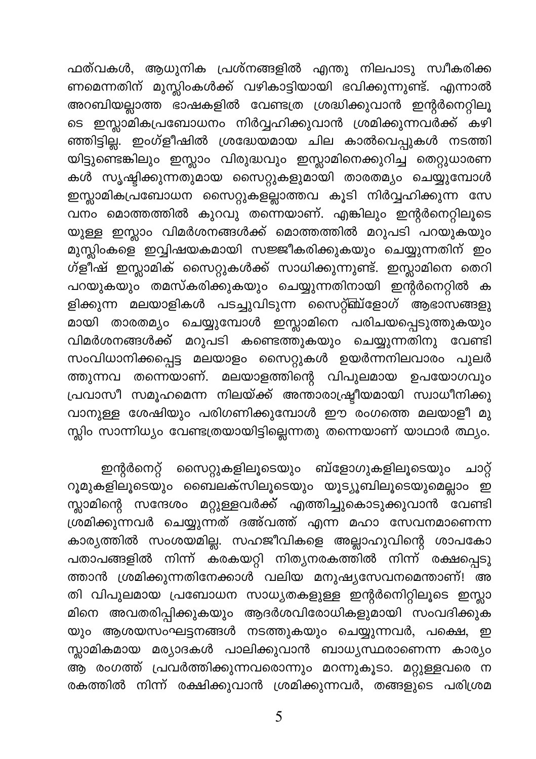ഫത്‌വകൾ, ആധുനിക പ്രശ്നങ്ങളിൽ എന്തു നിലപാടു സ്വീകരിക്കണമെന്നതിന് മുസ്ലിംകൾക്ക് വഴികാട്ടിയായി ഭവിക്കുന്നുണ്ട്. എന്നാൽ അറബിയല്ലാത്ത ഭാഷകളിൽ വേണ്ടത്ര ശ്രദ്ധിക്കുവാൻ ഇന്റർനെറ്റിലൂടെ ഇസ്ലാമികപ്രബോധനം നിർവ്വഹിക്കുവാൻ ശ്രമിക്കുന്നവർക്ക് കഴിഞ്ഞിട്ടില്ല. ഇംഗ്ളീഷിൽ ശ്രദ്ധേയമായ ചില കാൽവെപ്പുകൾ നടത്തിയിട്ടുണ്ടെങ്കിലും ഇസ്ലാം വിരുദ്ധവും ഇസ്ലാമിനെക്കുറിച്ച തെറ്റുധാരണകൾ സൃഷ്ടിക്കുന്നതുമായ സൈറ്റുകളുമായി താരതമ്യം ചെയ്യുമ്പോൾ ഇസ്ലാമികപ്രബോധന സൈറ്റുകളല്ലാത്തവ കൂടി നിർവ്വഹിക്കുന്ന സേവനം മൊത്തത്തിൽ കുറവു തന്നെയാണ്. എങ്കിലും ഇന്റർനെറ്റിലൂടെയുള്ള ഇസ്ലാം വിമർശനങ്ങൾക്ക് മൊത്തത്തിൽ മറുപടി പറയുകയും മുസ്ലിംകളെ ഇവ്വിഷയകമായി സജ്ജീകരിക്കുകയും ചെയ്യുന്നതിന് ഇംഗ്ളീഷ് ഇസ്ലാമിക് സൈറ്റുകൾക്ക് സാധിക്കുന്നുണ്ട്. ഇസ്ലാമിനെ തെറിപറയുകയും തമസ്കരിക്കുകയും ചെയ്യുന്നതിനായി ഇന്റർനെറ്റിൽ കളിക്കുന്ന മലയാളികൾ പടച്ചുവിടുന്ന സൈറ്റ്/ബ്ളോഗ് ആഭാസങ്ങളുമായി താരതമ്യം ചെയ്യുമ്പോൾ ഇസ്ലാമിനെ പരിചയപ്പെടുത്തുകയും വിമർശനങ്ങൾക്ക് മറുപടി കണ്ടെത്തുകയും ചെയ്യുന്നതിനു വേണ്ടി സംവിധാനിക്കപ്പെട്ട മലയാളം സൈറ്റുകൾ ഉയർന്നനിലവാരം പുലർത്തുന്നവ തന്നെയാണ്. മലയാളത്തിന്റെ വിപുലമായ ഉപയോഗവും പ്രവാസീ സമൂഹമെന്ന നിലയ്ക്ക് അന്താരാഷ്ട്രീയമായി സ്വാധീനിക്കുവാനുള്ള ശേഷിയും പരിഗണിക്കുമ്പോൾ ഈ രംഗത്തെ മലയാളീ മുസ്ലിം സാന്നിധ്യം വേണ്ടത്രയായിട്ടില്ലെന്നതു തന്നെയാണ് യാഥാർത്ഥ്യം.

ഇന്റർനെറ്റ് സൈറ്റുകളിലൂടെയും ബ്ളോഗുകളിലൂടെയും ചാറ്റ്റൂമുകളിലൂടെയും ബൈലക്സിലൂടെയും യൂട്യൂബിലൂടെയുമെല്ലാം ഇസ്ലാമിന്റെ സന്ദേശം മറ്റുള്ളവർക്ക് എത്തിച്ചുകൊടുക്കുവാൻ വേണ്ടി ശ്രമിക്കുന്നവർ ചെയ്യുന്നത് ദഅ്‌വത്ത് എന്ന മഹാ സേവനമാണെന്ന കാര്യത്തിൽ സംശയമില്ല. സഹജീവികളെ അല്ലാഹുവിന്റെ ശാപകോപതാപങ്ങളിൽ നിന്ന് കരകയറ്റി നിത്യനരകത്തിൽ നിന്ന് രക്ഷപ്പെടുത്താൻ ശ്രമിക്കുന്നതിനേക്കാൾ വലിയ മനുഷ്യസേവനമെന്താണ്! അതി വിപുലമായ പ്രബോധന സാധ്യതകളുള്ള ഇന്റർനെറ്റിലൂടെ ഇസ്ലാമിനെ അവതരിപ്പിക്കുകയും ആദർശവിരോധികളുമായി സംവദിക്കുകയും ആശയസംഘട്ടനങ്ങൾ നടത്തുകയും ചെയ്യുന്നവർ, പക്ഷെ, ഇസ്ലാമികമായ മര്യാദകൾ പാലിക്കുവാൻ ബാധ്യസ്ഥരാണെന്ന കാര്യം ആ രംഗത്ത് പ്രവർത്തിക്കുന്നവരൊന്നും മറന്നുകൂടാ. മറ്റുള്ളവരെ നരകത്തിൽ നിന്ന് രക്ഷിക്കുവാൻ ശ്രമിക്കുന്നവർ, തങ്ങളുടെ പരിശ്രമ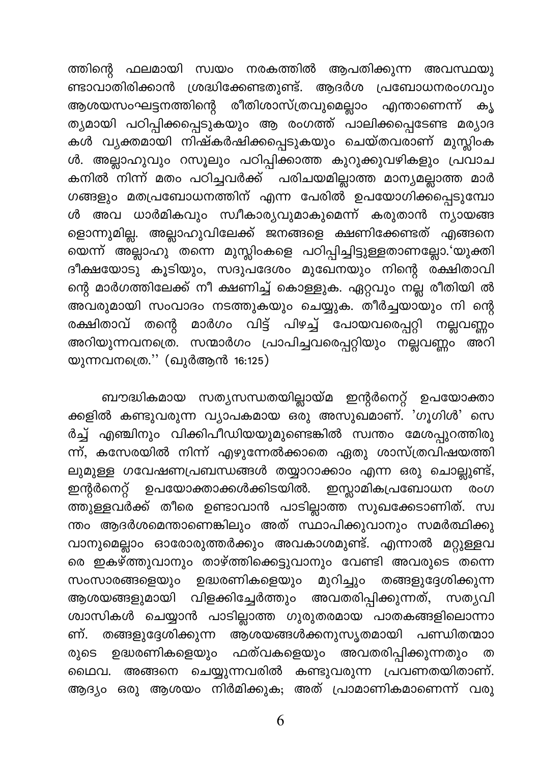ത്തിന്റെ ഫലമായി സ്വയം നരകത്തിൽ ആപതിക്കുന്ന അവസ്ഥയുണ്ടാവാതിരിക്കാൻ ശ്രദ്ധിക്കേണ്ടതുണ്ട്. ആദർശ പ്രബോധനരംഗവും ആശയസംഘട്ടനത്തിന്റെ രീതിശാസ്ത്രവുമെല്ലാം എന്താണെന്ന് കൃത്യമായി പഠിപ്പിക്കപ്പെടുകയും ആ രംഗത്ത് പാലിക്കപ്പെടേണ്ട മര്യാദകൾ വ്യക്തമായി നിഷ്കർഷിക്കപ്പെടുകയും ചെയ്തവരാണ് മുസ്ലിംകൾ. അല്ലാഹുവും റസൂലും പഠിപ്പിക്കാത്ത കുറുക്കുവഴികളും പ്രവാചകനിൽ നിന്ന് മതം പഠിച്ചവർക്ക് പരിചയമില്ലാത്ത മാന്യമല്ലാത്ത മാർഗങ്ങളും മതപ്രബോധനത്തിന് എന്ന പേരിൽ ഉപയോഗിക്കപ്പെടുമ്പോൾ അവ ധാർമികവും സ്വീകാര്യവുമാകുമെന്ന് കരുതാൻ ന്യായങ്ങളൊന്നുമില്ല. അല്ലാഹുവിലേക്ക് ജനങ്ങളെ ക്ഷണിക്കേണ്ടത് എങ്ങനെയെന്ന് അല്ലാഹു തന്നെ മുസ്ലിംകളെ പഠിപ്പിച്ചിട്ടുള്ളതാണല്ലോ.'യുക്തിദീക്ഷയോടു കൂടിയും, സദുപദേശം മുഖേനയും നിന്റെ രക്ഷിതാവിന്റെ മാർഗത്തിലേക്ക് നീ ക്ഷണിച്ച് കൊള്ളുക. ഏറ്റവും നല്ല രീതിയിൽ അവരുമായി സംവാദം നടത്തുകയും ചെയ്യുക. തീർച്ചയായും നിന്റെ രക്ഷിതാവ് തന്റെ മാർഗം വിട്ട് പിഴച്ച് പോയവരെപ്പറ്റി നല്ലവണ്ണം അറിയുന്നവനത്രെ. സന്മാർഗം പ്രാപിച്ചവരെപ്പറ്റിയും നല്ലവണ്ണം അറിയുന്നവനത്രെ.'' (ഖുർആൻ 16:125)

ബൗദ്ധികമായ സത്യസന്ധതയില്ലായ്മ ഇന്റർനെറ്റ് ഉപയോക്താക്കളിൽ കണ്ടുവരുന്ന വ്യാപകമായ ഒരു അസുഖമാണ്. 'ഗൂഗിൾ' സെർച്ച് എഞ്ചിനും വിക്കിപീഡിയയുമുണ്ടെങ്കിൽ സ്വന്തം മേശപ്പുറത്തിരുന്ന്, കസേരയിൽ നിന്ന് എഴുന്നേൽക്കാതെ ഏതു ശാസ്ത്രവിഷയത്തിലുമുള്ള ഗവേഷണപ്രബന്ധങ്ങൾ തയ്യാറാക്കാം എന്ന ഒരു ചൊല്ലുണ്ട്, ഇന്റർനെറ്റ് ഉപയോക്താക്കൾക്കിടയിൽ. ഇസ്ലാമികപ്രബോധന രംഗത്തുള്ളവർക്ക് തീരെ ഉണ്ടാവാൻ പാടില്ലാത്ത സുഖക്കേടാണിത്. സ്വന്തം ആദർശമെന്താണെങ്കിലും അത് സ്ഥാപിക്കുവാനും സമർത്ഥിക്കുവാനുമെല്ലാം ഓരോരുത്തർക്കും അവകാശമുണ്ട്. എന്നാൽ മറ്റുള്ളവരെ ഇകഴ്ത്തുവാനും താഴ്ത്തിക്കെട്ടുവാനും വേണ്ടി അവരുടെ തന്നെ സംസാരങ്ങളെയും ഉദ്ധരണികളെയും മുറിച്ചും തങ്ങളുദ്ദേശിക്കുന്ന ആശയങ്ങളുമായി വിളക്കിച്ചേർത്തും അവതരിപ്പിക്കുന്നത്, സത്യവിശ്വാസികൾ ചെയ്യാൻ പാടില്ലാത്ത ഗുരുതരമായ പാതകങ്ങളിലൊന്നാണ്. തങ്ങളുദ്ദേശിക്കുന്ന ആശയങ്ങൾക്കനുസൃതമായി പണ്ഡിതന്മാരുടെ ഉദ്ധരണികളെയും ഫത്‌വകളെയും അവതരിപ്പിക്കുന്നതും തഥൈവ. അങ്ങനെ ചെയ്യുന്നവരിൽ കണ്ടുവരുന്ന പ്രവണതയിതാണ്. ആദ്യം ഒരു ആശയം നിർമിക്കുക; അത് പ്രാമാണികമാണെന്ന് വരു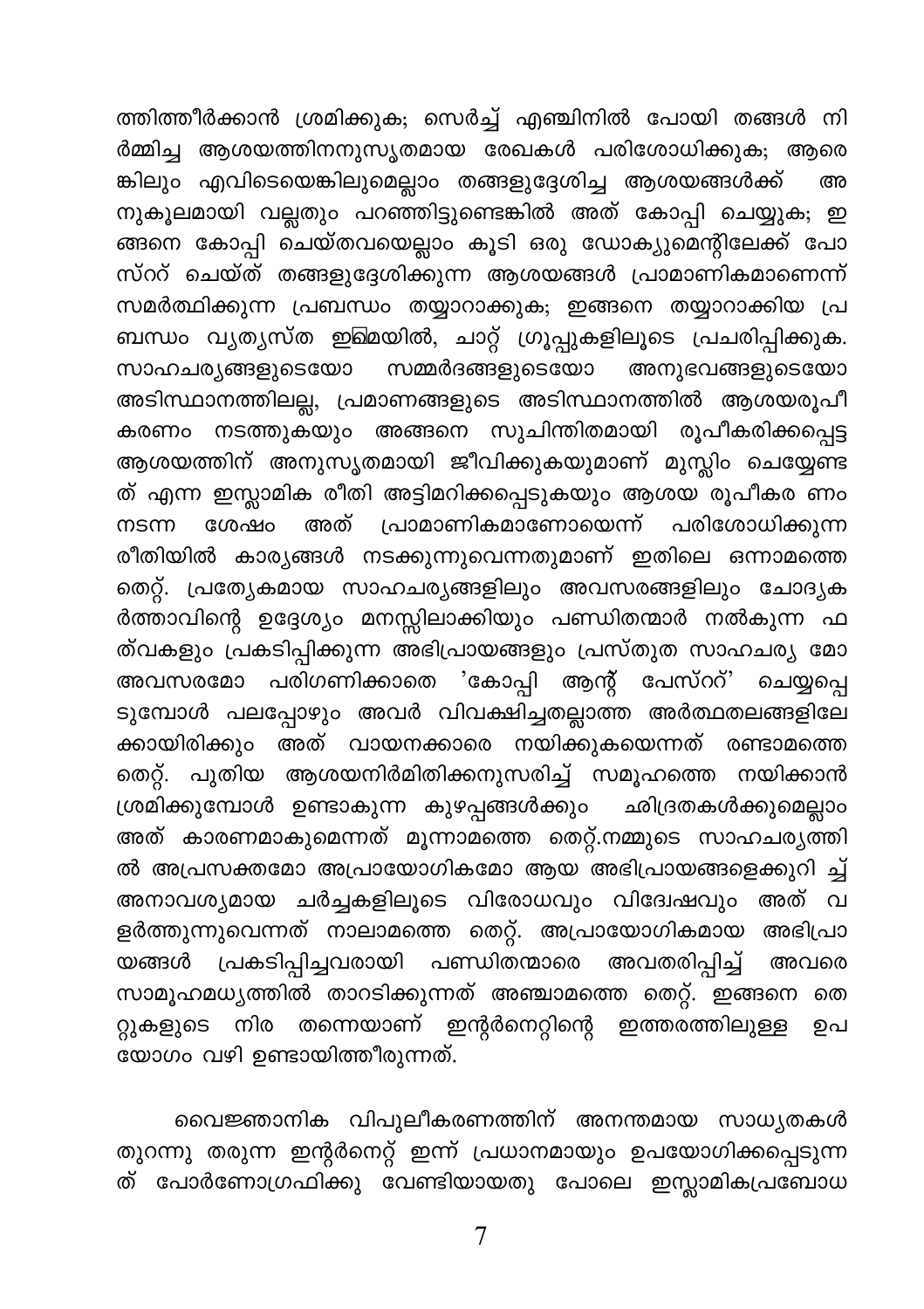ത്തിത്തീർക്കാൻ ശ്രമിക്കുക; സെർച്ച് എഞ്ചിനിൽ പോയി തങ്ങൾ നിർമ്മിച്ച ആശയത്തിനനുസൃതമായ രേഖകൾ പരിശോധിക്കുക; ആരെങ്കിലും എവിടെയെങ്കിലുമെല്ലാം തങ്ങളുദ്ദേശിച്ച ആശയങ്ങൾക്ക് അനുകൂലമായി വല്ലതും പറഞ്ഞിട്ടുണ്ടെങ്കിൽ അത് കോപ്പി ചെയ്യുക; ഇങ്ങനെ കോപ്പി ചെയ്തവയെല്ലാം കൂടി ഒരു ഡോക്യുമെന്റിലേക്ക് പോസ്റ്റ് ചെയ്ത് തങ്ങളുദ്ദേശിക്കുന്ന ആശയങ്ങൾ പ്രാമാണികമാണെന്ന് സമർത്ഥിക്കുന്ന പ്രബന്ധം തയ്യാറാക്കുക; ഇങ്ങനെ തയ്യാറാക്കിയ പ്രബന്ധം വ്യത്യസ്ത ഇമെയിൽ, ചാറ്റ് ഗ്രൂപ്പുകളിലൂടെ പ്രചരിപ്പിക്കുക. സാഹചര്യങ്ങളുടെയോ സമ്മർദങ്ങളുടെയോ അനുഭവങ്ങളുടെയോ അടിസ്ഥാനത്തിലല്ല, പ്രമാണങ്ങളുടെ അടിസ്ഥാനത്തിൽ ആശയരൂപീകരണം നടത്തുകയും അങ്ങനെ സുചിന്തിതമായി രൂപീകരിക്കപ്പെട്ട ആശയത്തിന് അനുസൃതമായി ജീവിക്കുകയുമാണ് മുസ്ലിം ചെയ്യേണ്ടത് എന്ന ഇസ്ലാമിക രീതി അട്ടിമറിക്കപ്പെടുകയും ആശയ രൂപീകരണം നടന്ന ശേഷം അത് പ്രാമാണികമാണോയെന്ന് പരിശോധിക്കുന്ന രീതിയിൽ കാര്യങ്ങൾ നടക്കുന്നുവെന്നതുമാണ് ഇതിലെ ഒന്നാമത്തെ തെറ്റ്. പ്രത്യേകമായ സാഹചര്യങ്ങളിലും അവസരങ്ങളിലും ചോദ്യകർത്താവിന്റെ ഉദ്ദേശ്യം മനസ്സിലാക്കിയും പണ്ഡിതന്മാർ നൽകുന്ന ഫത്‌വകളും പ്രകടിപ്പിക്കുന്ന അഭിപ്രായങ്ങളും പ്രസ്തുത സാഹചര്യ മോ അവസരമോ പരിഗണിക്കാതെ 'കോപ്പി ആന്റ് പേസ്റ്റ്' ചെയ്യപ്പെടുമ്പോൾ പലപ്പോഴും അവർ വിവക്ഷിച്ചതല്ലാത്ത അർത്ഥതലങ്ങളിലേക്കായിരിക്കും അത് വായനക്കാരെ നയിക്കുകയെന്നത് രണ്ടാമത്തെ തെറ്റ്. പുതിയ ആശയനിർമിതിക്കനുസരിച്ച് സമൂഹത്തെ നയിക്കാൻ ശ്രമിക്കുമ്പോൾ ഉണ്ടാകുന്ന കുഴപ്പങ്ങൾക്കും ഛിദ്രതകൾക്കുമെല്ലാം അത് കാരണമാകുമെന്നത് മൂന്നാമത്തെ തെറ്റ്.നമ്മുടെ സാഹചര്യത്തിൽ അപ്രസക്തമോ അപ്രായോഗികമോ ആയ അഭിപ്രായങ്ങളെക്കുറിച്ച് അനാവശ്യമായ ചർച്ചകളിലൂടെ വിരോധവും വിദ്വേഷവും അത് വളർത്തുന്നുവെന്നത് നാലാമത്തെ തെറ്റ്. അപ്രായോഗികമായ അഭിപ്രായങ്ങൾ പ്രകടിപ്പിച്ചവരായി പണ്ഡിതന്മാരെ അവതരിപ്പിച്ച് അവരെ സാമൂഹമധ്യത്തിൽ താറടിക്കുന്നത് അഞ്ചാമത്തെ തെറ്റ്. ഇങ്ങനെ തെറ്റുകളുടെ നിര തന്നെയാണ് ഇന്റർനെറ്റിന്റെ ഇത്തരത്തിലുള്ള ഉപയോഗം വഴി ഉണ്ടായിത്തീരുന്നത്.

വൈജ്ഞാനിക വിപുലീകരണത്തിന് അനന്തമായ സാധ്യതകൾ തുറന്നു തരുന്ന ഇന്റർനെറ്റ് ഇന്ന് പ്രധാനമായും ഉപയോഗിക്കപ്പെടുന്നത് പോർണോഗ്രഫിക്കു വേണ്ടിയായതു പോലെ ഇസ്ലാമികപ്രബോധ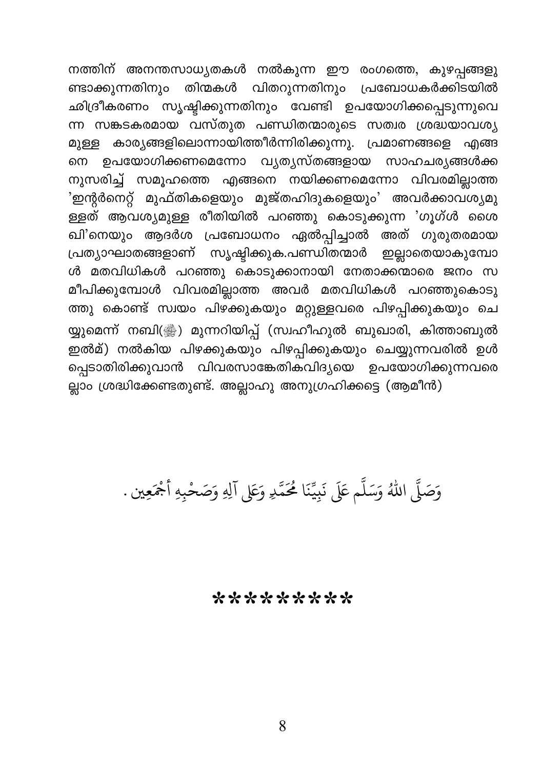നത്തിന് അനന്തസാധ്യതകൾ നൽകുന്ന ഈ രംഗത്തെ, കുഴപ്പങ്ങളു ണ്ടാക്കുന്നതിനും തിന്മകൾ വിതറുന്നതിനും പ്രബോധകർക്കിടയിൽ ഛിദ്രീകരണം സൃഷ്ടിക്കുന്നതിനും വേണ്ടി ഉപയോഗിക്കപ്പെടുന്നുവെ ന്ന സങ്കടകരമായ വസ്തുത പണ്ഡിതന്മാരുടെ സത്വര ശ്രദ്ധയാവശ്യ മുള്ള കാര്യങ്ങളിലൊന്നായിത്തീർന്നിരിക്കുന്നു. പ്രമാണങ്ങളെ എങ്ങ നെ ഉപയോഗിക്കണമെന്നോ വ്യത്യസ്തങ്ങളായ സാഹചര്യങ്ങൾക്ക നുസരിച്ച് സമൂഹത്തെ എങ്ങനെ നയിക്കണമെന്നോ വിവരമില്ലാത്ത 'ഇന്റർനെറ്റ് മുഫ്തികളെയും മുജ്തഹിദുകളെയും' അവർക്കാവശ്യമു ള്ളത് ആവശ്യമുള്ള രീതിയിൽ പറഞ്ഞു കൊടുക്കുന്ന 'ഗൂഗ്ൾ ശൈ ഖി'നെയും ആദർശ പ്രബോധനം ഏൽപ്പിച്ചാൽ അത് ഗുരുതരമായ പ്രത്യാഘാതങ്ങളാണ് സൃഷ്ടിക്കുക.പണ്ഡിതന്മാർ ഇല്ലാതെയാകുമ്പോ ൾ മതവിധികൾ പറഞ്ഞു കൊടുക്കാനായി നേതാക്കന്മാരെ ജനം സ മീപിക്കുമ്പോൾ വിവരമില്ലാത്ത അവർ മതവിധികൾ പറഞ്ഞുകൊടു ത്തു കൊണ്ട് സ്വയം പിഴക്കുകയും മറ്റുള്ളവരെ പിഴപ്പിക്കുകയും ചെ യ്യുമെന്ന് നബി(ﷺ) മുന്നറിയിപ്പ് (സ്വഹീഹുൽ ബുഖാരി, കിത്താബുൽ ഇൽമ്) നൽകിയ പിഴക്കുകയും പിഴപ്പിക്കുകയും ചെയ്യുന്നവരിൽ ഉൾ പ്പെടാതിരിക്കുവാൻ വിവരസാങ്കേതികവിദ്യയെ ഉപയോഗിക്കുന്നവരെ ല്ലാം ശ്രദ്ധിക്കേണ്ടതുണ്ട്. അല്ലാഹു അനുഗ്രഹിക്കട്ടെ (ആമീൻ)

وَصَلَّى اللهُ وَسَلَّم عَلَى نَبِيِّنَا مُحَمَّدٍ وَعَلَى آلِهِ وَصَحْبِهِ أَجْمَعِين .

*********